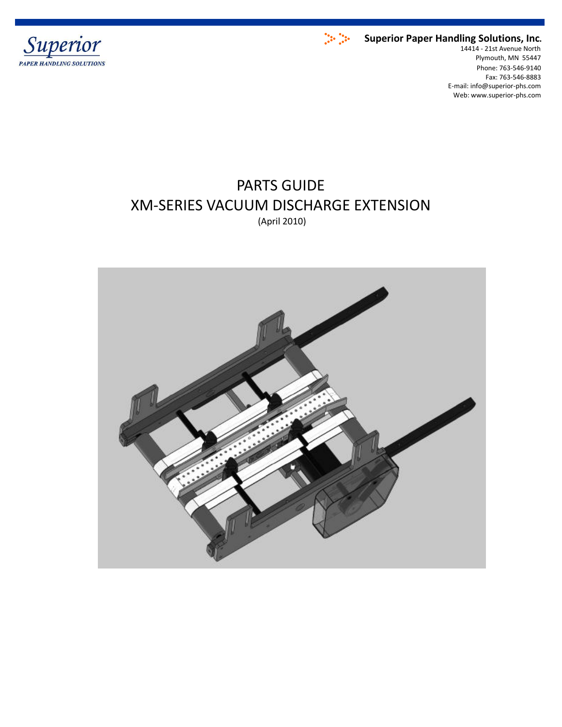Superior
PAPER HANDLING SOLUTIONS

**Superior Paper Handling Solutions, Inc.**
14414 - 21st Avenue North
Plymouth, MN 55447
Phone: 763-546-9140
Fax: 763-546-8883
E-mail: info@superior-phs.com
Web: www.superior-phs.com

# PARTS GUIDE
# XM-SERIES VACUUM DISCHARGE EXTENSION

(April 2010)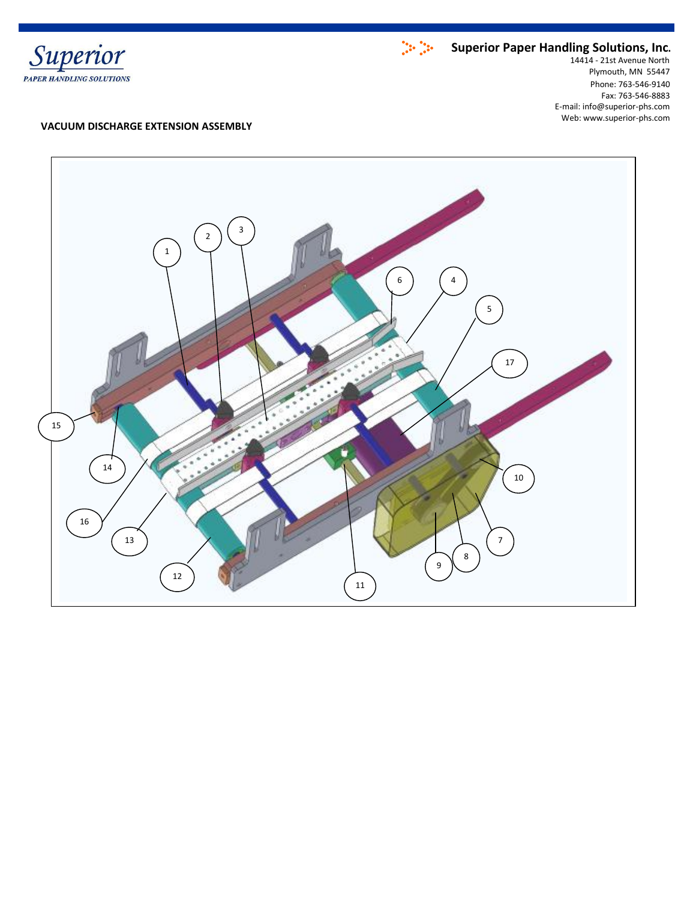Superior

PAPER HANDLING SOLUTIONS

**Superior Paper Handling Solutions, Inc.**
14414 - 21st Avenue North
Plymouth, MN 55447
Phone: 763-546-9140
Fax: 763-546-8883
E-mail: info@superior-phs.com
Web: www.superior-phs.com

**VACUUM DISCHARGE EXTENSION ASSEMBLY**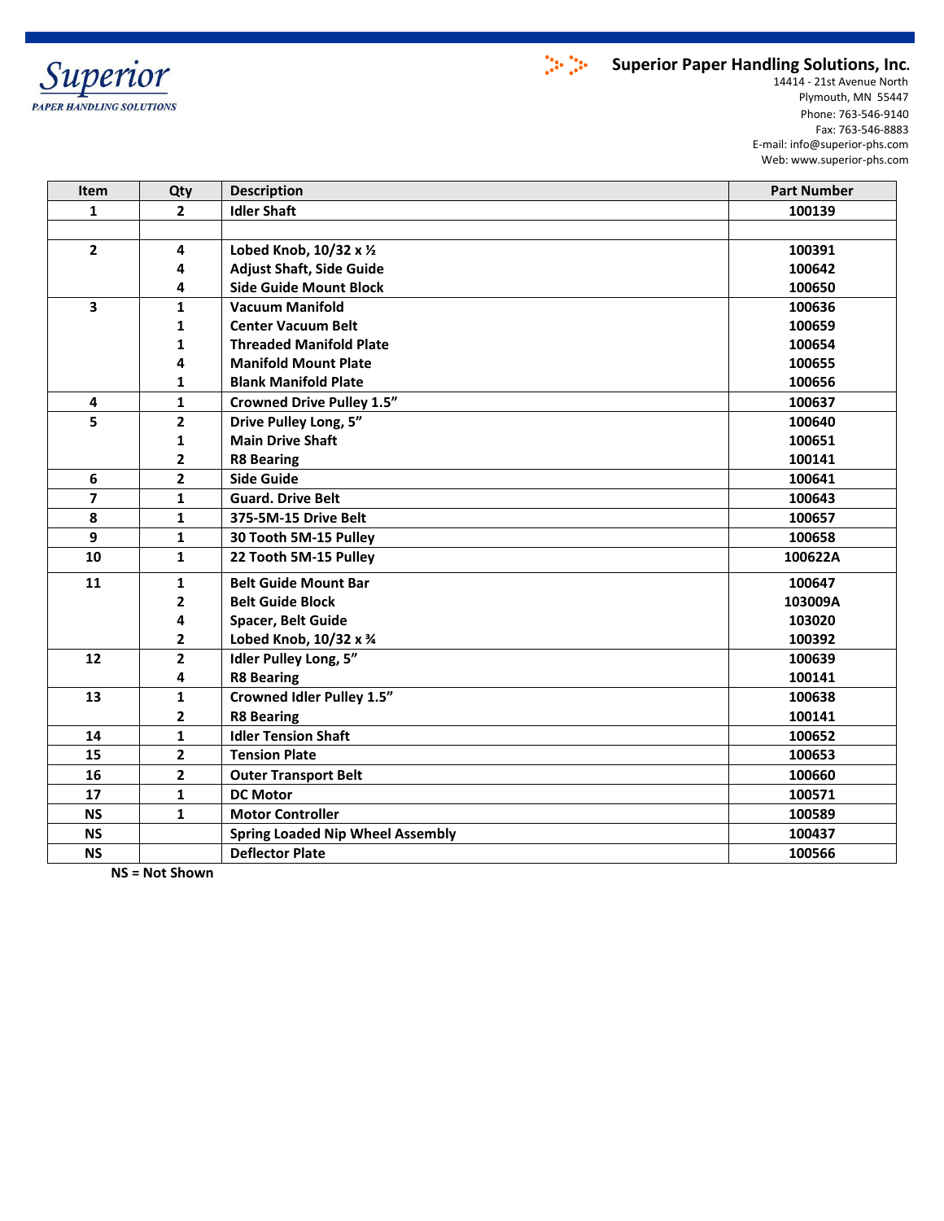**Superior Paper Handling Solutions, Inc.**
14414 - 21st Avenue North
Plymouth, MN 55447
Phone: 763-546-9140
Fax: 763-546-8883
E-mail: info@superior-phs.com
Web: www.superior-phs.com

| Item | Qty | Description | Part Number |
|---|---|---|---|
| 1 | 2 | Idler Shaft | 100139 |
| | | | |
| 2 | 4 | Lobed Knob, 10/32 x ½ | 100391 |
| | 4 | Adjust Shaft, Side Guide | 100642 |
| | 4 | Side Guide Mount Block | 100650 |
| 3 | 1 | Vacuum Manifold | 100636 |
| | 1 | Center Vacuum Belt | 100659 |
| | 1 | Threaded Manifold Plate | 100654 |
| | 4 | Manifold Mount Plate | 100655 |
| | 1 | Blank Manifold Plate | 100656 |
| 4 | 1 | Crowned Drive Pulley 1.5" | 100637 |
| 5 | 2 | Drive Pulley Long, 5" | 100640 |
| | 1 | Main Drive Shaft | 100651 |
| | 2 | R8 Bearing | 100141 |
| 6 | 2 | Side Guide | 100641 |
| 7 | 1 | Guard. Drive Belt | 100643 |
| 8 | 1 | 375-5M-15 Drive Belt | 100657 |
| 9 | 1 | 30 Tooth 5M-15 Pulley | 100658 |
| 10 | 1 | 22 Tooth 5M-15 Pulley | 100622A |
| 11 | 1 | Belt Guide Mount Bar | 100647 |
| | 2 | Belt Guide Block | 103009A |
| | 4 | Spacer, Belt Guide | 103020 |
| | 2 | Lobed Knob, 10/32 x ¾ | 100392 |
| 12 | 2 | Idler Pulley Long, 5" | 100639 |
| | 4 | R8 Bearing | 100141 |
| 13 | 1 | Crowned Idler Pulley 1.5" | 100638 |
| | 2 | R8 Bearing | 100141 |
| 14 | 1 | Idler Tension Shaft | 100652 |
| 15 | 2 | Tension Plate | 100653 |
| 16 | 2 | Outer Transport Belt | 100660 |
| 17 | 1 | DC Motor | 100571 |
| NS | 1 | Motor Controller | 100589 |
| NS | | Spring Loaded Nip Wheel Assembly | 100437 |
| NS | | Deflector Plate | 100566 |

NS = Not Shown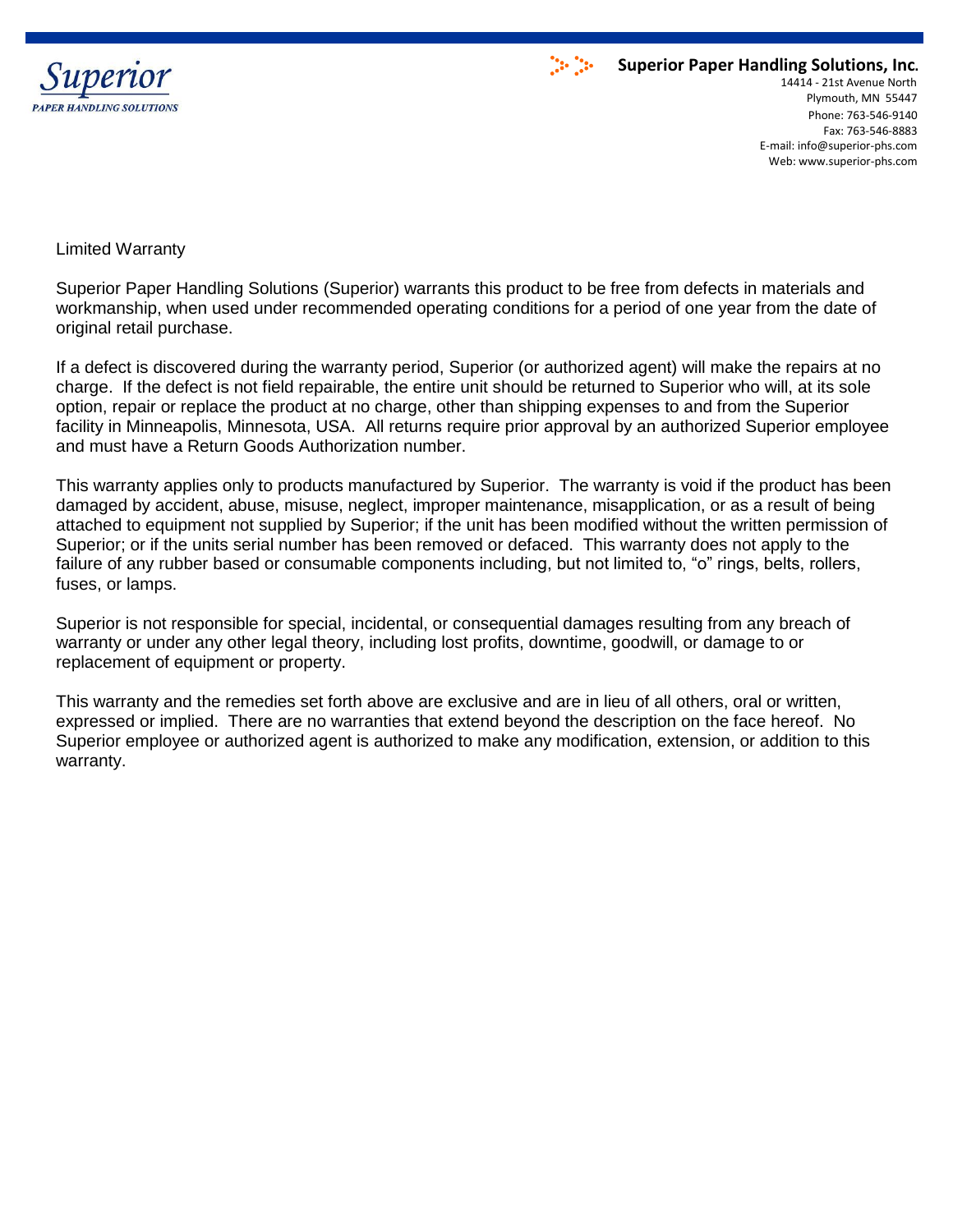**Superior Paper Handling Solutions, Inc.**
14414 - 21st Avenue North
Plymouth, MN 55447
Phone: 763-546-9140
Fax: 763-546-8883
E-mail: info@superior-phs.com
Web: www.superior-phs.com

Limited Warranty

Superior Paper Handling Solutions (Superior) warrants this product to be free from defects in materials and workmanship, when used under recommended operating conditions for a period of one year from the date of original retail purchase.

If a defect is discovered during the warranty period, Superior (or authorized agent) will make the repairs at no charge. If the defect is not field repairable, the entire unit should be returned to Superior who will, at its sole option, repair or replace the product at no charge, other than shipping expenses to and from the Superior facility in Minneapolis, Minnesota, USA. All returns require prior approval by an authorized Superior employee and must have a Return Goods Authorization number.

This warranty applies only to products manufactured by Superior. The warranty is void if the product has been damaged by accident, abuse, misuse, neglect, improper maintenance, misapplication, or as a result of being attached to equipment not supplied by Superior; if the unit has been modified without the written permission of Superior; or if the units serial number has been removed or defaced. This warranty does not apply to the failure of any rubber based or consumable components including, but not limited to, "o" rings, belts, rollers, fuses, or lamps.

Superior is not responsible for special, incidental, or consequential damages resulting from any breach of warranty or under any other legal theory, including lost profits, downtime, goodwill, or damage to or replacement of equipment or property.

This warranty and the remedies set forth above are exclusive and are in lieu of all others, oral or written, expressed or implied. There are no warranties that extend beyond the description on the face hereof. No Superior employee or authorized agent is authorized to make any modification, extension, or addition to this warranty.